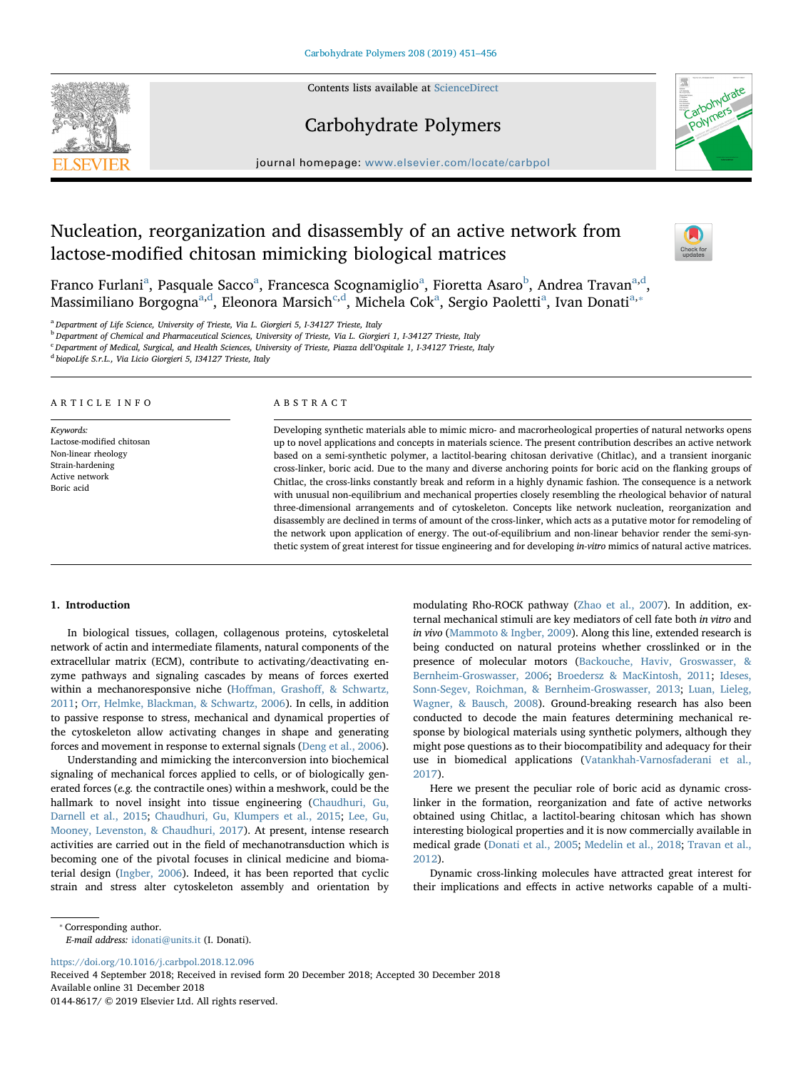# Nucleation, reorganization and disassembly of an active network from lactose-modified chitosan mimicking biological matrices

Franco Furlani[a], Pasquale Sacco[a], Francesca Scognamiglio[a], Fioretta Asaro[b], Andrea Travan[a,d], Massimiliano Borgogna[a,d], Eleonora Marsich[c,d], Michela Cok[a], Sergio Paoletti[a], Ivan Donati[a,*]

[a] Department of Life Science, University of Trieste, Via L. Giorgieri 5, I-34127 Trieste, Italy
[b] Department of Chemical and Pharmaceutical Sciences, University of Trieste, Via L. Giorgieri 1, I-34127 Trieste, Italy
[c] Department of Medical, Surgical, and Health Sciences, University of Trieste, Piazza dell'Ospitale 1, I-34127 Trieste, Italy
[d] biopoLife S.r.L., Via Licio Giorgieri 5, I34127 Trieste, Italy

## ARTICLE INFO

*Keywords:*
Lactose-modified chitosan
Non-linear rheology
Strain-hardening
Active network
Boric acid

## ABSTRACT

Developing synthetic materials able to mimic micro- and macrorheological properties of natural networks opens up to novel applications and concepts in materials science. The present contribution describes an active network based on a semi-synthetic polymer, a lactitol-bearing chitosan derivative (Chitlac), and a transient inorganic cross-linker, boric acid. Due to the many and diverse anchoring points for boric acid on the flanking groups of Chitlac, the cross-links constantly break and reform in a highly dynamic fashion. The consequence is a network with unusual non-equilibrium and mechanical properties closely resembling the rheological behavior of natural three-dimensional arrangements and of cytoskeleton. Concepts like network nucleation, reorganization and disassembly are declined in terms of amount of the cross-linker, which acts as a putative motor for remodeling of the network upon application of energy. The out-of-equilibrium and non-linear behavior render the semi-synthetic system of great interest for tissue engineering and for developing *in-vitro* mimics of natural active matrices.

## 1. Introduction

In biological tissues, collagen, collagenous proteins, cytoskeletal network of actin and intermediate filaments, natural components of the extracellular matrix (ECM), contribute to activating/deactivating enzyme pathways and signaling cascades by means of forces exerted within a mechanoresponsive niche (Hoffman, Grashoff, & Schwartz, 2011; Orr, Helmke, Blackman, & Schwartz, 2006). In cells, in addition to passive response to stress, mechanical and dynamical properties of the cytoskeleton allow activating changes in shape and generating forces and movement in response to external signals (Deng et al., 2006).

Understanding and mimicking the interconversion into biochemical signaling of mechanical forces applied to cells, or of biologically generated forces (*e.g.* the contractile ones) within a meshwork, could be the hallmark to novel insight into tissue engineering (Chaudhuri, Gu, Darnell et al., 2015; Chaudhuri, Gu, Klumpers et al., 2015; Lee, Gu, Mooney, Levenston, & Chaudhuri, 2017). At present, intense research activities are carried out in the field of mechanotransduction which is becoming one of the pivotal focuses in clinical medicine and biomaterial design (Ingber, 2006). Indeed, it has been reported that cyclic strain and stress alter cytoskeleton assembly and orientation by modulating Rho-ROCK pathway (Zhao et al., 2007). In addition, external mechanical stimuli are key mediators of cell fate both *in vitro* and *in vivo* (Mammoto & Ingber, 2009). Along this line, extended research is being conducted on natural proteins whether crosslinked or in the presence of molecular motors (Backouche, Haviv, Groswasser, & Bernheim-Groswasser, 2006; Broedersz & MacKintosh, 2011; Ideses, Sonn-Segev, Roichman, & Bernheim-Groswasser, 2013; Luan, Lieleg, Wagner, & Bausch, 2008). Ground-breaking research has also been conducted to decode the main features determining mechanical response by biological materials using synthetic polymers, although they might pose questions as to their biocompatibility and adequacy for their use in biomedical applications (Vatankhah-Varnosfaderani et al., 2017).

Here we present the peculiar role of boric acid as dynamic crosslinker in the formation, reorganization and fate of active networks obtained using Chitlac, a lactitol-bearing chitosan which has shown interesting biological properties and it is now commercially available in medical grade (Donati et al., 2005; Medelin et al., 2018; Travan et al., 2012).

Dynamic cross-linking molecules have attracted great interest for their implications and effects in active networks capable of a multi-

* Corresponding author.
*E-mail address:* idonati@units.it (I. Donati).

https://doi.org/10.1016/j.carbpol.2018.12.096
Received 4 September 2018; Received in revised form 20 December 2018; Accepted 30 December 2018
Available online 31 December 2018
0144-8617/ © 2019 Elsevier Ltd. All rights reserved.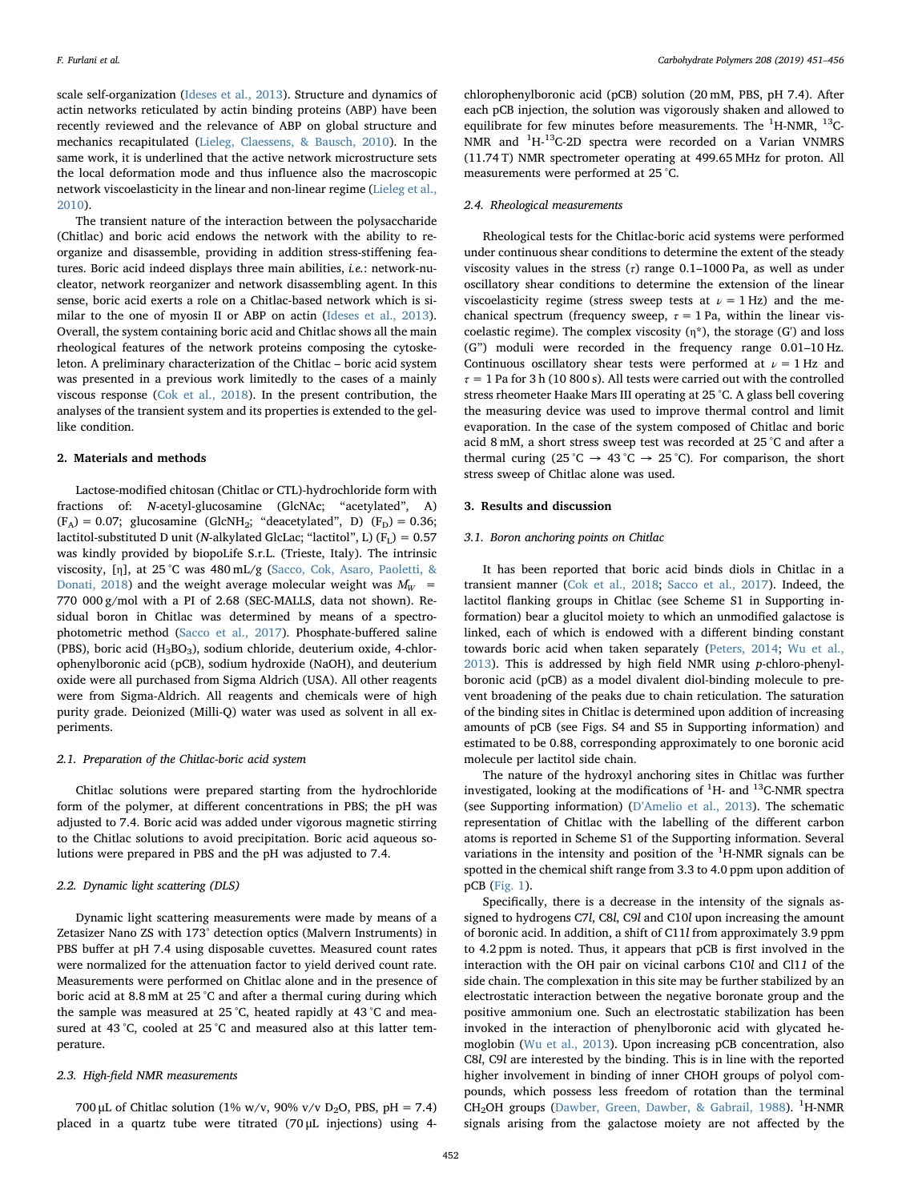scale self-organization (Ideses et al., 2013). Structure and dynamics of actin networks reticulated by actin binding proteins (ABP) have been recently reviewed and the relevance of ABP on global structure and mechanics recapitulated (Lieleg, Claessens, & Bausch, 2010). In the same work, it is underlined that the active network microstructure sets the local deformation mode and thus influence also the macroscopic network viscoelasticity in the linear and non-linear regime (Lieleg et al., 2010).

The transient nature of the interaction between the polysaccharide (Chitlac) and boric acid endows the network with the ability to reorganize and disassemble, providing in addition stress-stiffening features. Boric acid indeed displays three main abilities, *i.e.*: network-nucleator, network reorganizer and network disassembling agent. In this sense, boric acid exerts a role on a Chitlac-based network which is similar to the one of myosin II or ABP on actin (Ideses et al., 2013). Overall, the system containing boric acid and Chitlac shows all the main rheological features of the network proteins composing the cytoskeleton. A preliminary characterization of the Chitlac – boric acid system was presented in a previous work limitedly to the cases of a mainly viscous response (Cok et al., 2018). In the present contribution, the analyses of the transient system and its properties is extended to the gel-like condition.

## 2. Materials and methods

Lactose-modified chitosan (Chitlac or CTL)-hydrochloride form with fractions of: *N*-acetyl-glucosamine (GlcNAc; "acetylated", A) ($F_A$) = 0.07; glucosamine ($GlcNH_2$; "deacetylated", D) ($F_D$) = 0.36; lactitol-substituted D unit (*N*-alkylated GlcLac; "lactitol", L) ($F_L$) = 0.57 was kindly provided by biopoLife S.r.L. (Trieste, Italy). The intrinsic viscosity, [η], at 25 °C was 480 mL/g (Sacco, Cok, Asaro, Paoletti, & Donati, 2018) and the weight average molecular weight was $\bar{M}_W$ = 770 000 g/mol with a PI of 2.68 (SEC-MALLS, data not shown). Residual boron in Chitlac was determined by means of a spectrophotometric method (Sacco et al., 2017). Phosphate-buffered saline (PBS), boric acid ($H_3BO_3$), sodium chloride, deuterium oxide, 4-chlorophenylboronic acid (pCB), sodium hydroxide (NaOH), and deuterium oxide were all purchased from Sigma Aldrich (USA). All other reagents were from Sigma-Aldrich. All reagents and chemicals were of high purity grade. Deionized (Milli-Q) water was used as solvent in all experiments.

### 2.1. Preparation of the Chitlac-boric acid system

Chitlac solutions were prepared starting from the hydrochloride form of the polymer, at different concentrations in PBS; the pH was adjusted to 7.4. Boric acid was added under vigorous magnetic stirring to the Chitlac solutions to avoid precipitation. Boric acid aqueous solutions were prepared in PBS and the pH was adjusted to 7.4.

### 2.2. Dynamic light scattering (DLS)

Dynamic light scattering measurements were made by means of a Zetasizer Nano ZS with 173° detection optics (Malvern Instruments) in PBS buffer at pH 7.4 using disposable cuvettes. Measured count rates were normalized for the attenuation factor to yield derived count rate. Measurements were performed on Chitlac alone and in the presence of boric acid at 8.8 mM at 25 °C and after a thermal curing during which the sample was measured at 25 °C, heated rapidly at 43 °C and measured at 43 °C, cooled at 25 °C and measured also at this latter temperature.

### 2.3. High-field NMR measurements

700 μL of Chitlac solution (1% w/v, 90% v/v $D_2O$, PBS, pH = 7.4) placed in a quartz tube were titrated (70 μL injections) using 4-chlorophenylboronic acid (pCB) solution (20 mM, PBS, pH 7.4). After each pCB injection, the solution was vigorously shaken and allowed to equilibrate for few minutes before measurements. The $^1$H-NMR, $^{13}$C-NMR and $^1$H-$^{13}$C-2D spectra were recorded on a Varian VNMRS (11.74 T) NMR spectrometer operating at 499.65 MHz for proton. All measurements were performed at 25 °C.

### 2.4. Rheological measurements

Rheological tests for the Chitlac-boric acid systems were performed under continuous shear conditions to determine the extent of the steady viscosity values in the stress (τ) range 0.1–1000 Pa, as well as under oscillatory shear conditions to determine the extension of the linear viscoelasticity regime (stress sweep tests at ν = 1 Hz) and the mechanical spectrum (frequency sweep, τ = 1 Pa, within the linear viscoelastic regime). The complex viscosity (η*), the storage (G') and loss (G") moduli were recorded in the frequency range 0.01–10 Hz. Continuous oscillatory shear tests were performed at ν = 1 Hz and τ = 1 Pa for 3 h (10 800 s). All tests were carried out with the controlled stress rheometer Haake Mars III operating at 25 °C. A glass bell covering the measuring device was used to improve thermal control and limit evaporation. In the case of the system composed of Chitlac and boric acid 8 mM, a short stress sweep test was recorded at 25 °C and after a thermal curing (25 °C → 43 °C → 25 °C). For comparison, the short stress sweep of Chitlac alone was used.

## 3. Results and discussion

### 3.1. Boron anchoring points on Chitlac

It has been reported that boric acid binds diols in Chitlac in a transient manner (Cok et al., 2018; Sacco et al., 2017). Indeed, the lactitol flanking groups in Chitlac (see Scheme S1 in Supporting information) bear a glucitol moiety to which an unmodified galactose is linked, each of which is endowed with a different binding constant towards boric acid when taken separately (Peters, 2014; Wu et al., 2013). This is addressed by high field NMR using *p*-chloro-phenylboronic acid (pCB) as a model divalent diol-binding molecule to prevent broadening of the peaks due to chain reticulation. The saturation of the binding sites in Chitlac is determined upon addition of increasing amounts of pCB (see Figs. S4 and S5 in Supporting information) and estimated to be 0.88, corresponding approximately to one boronic acid molecule per lactitol side chain.

The nature of the hydroxyl anchoring sites in Chitlac was further investigated, looking at the modifications of $^1$H- and $^{13}$C-NMR spectra (see Supporting information) (D'Amelio et al., 2013). The schematic representation of Chitlac with the labelling of the different carbon atoms is reported in Scheme S1 of the Supporting information. Several variations in the intensity and position of the $^1$H-NMR signals can be spotted in the chemical shift range from 3.3 to 4.0 ppm upon addition of pCB (Fig. 1).

Specifically, there is a decrease in the intensity of the signals assigned to hydrogens C7*l*, C8*l*, C9*l* and C10*l* upon increasing the amount of boronic acid. In addition, a shift of C11*l* from approximately 3.9 ppm to 4.2 ppm is noted. Thus, it appears that pCB is first involved in the interaction with the OH pair on vicinal carbons C10*l* and Cl1*1* of the side chain. The complexation in this site may be further stabilized by an electrostatic interaction between the negative boronate group and the positive ammonium one. Such an electrostatic stabilization has been invoked in the interaction of phenylboronic acid with glycated hemoglobin (Wu et al., 2013). Upon increasing pCB concentration, also C8*l*, C9*l* are interested by the binding. This is in line with the reported higher involvement in binding of inner CHOH groups of polyol compounds, which possess less freedom of rotation than the terminal $CH_2OH$ groups (Dawber, Green, Dawber, & Gabrail, 1988). $^1$H-NMR signals arising from the galactose moiety are not affected by the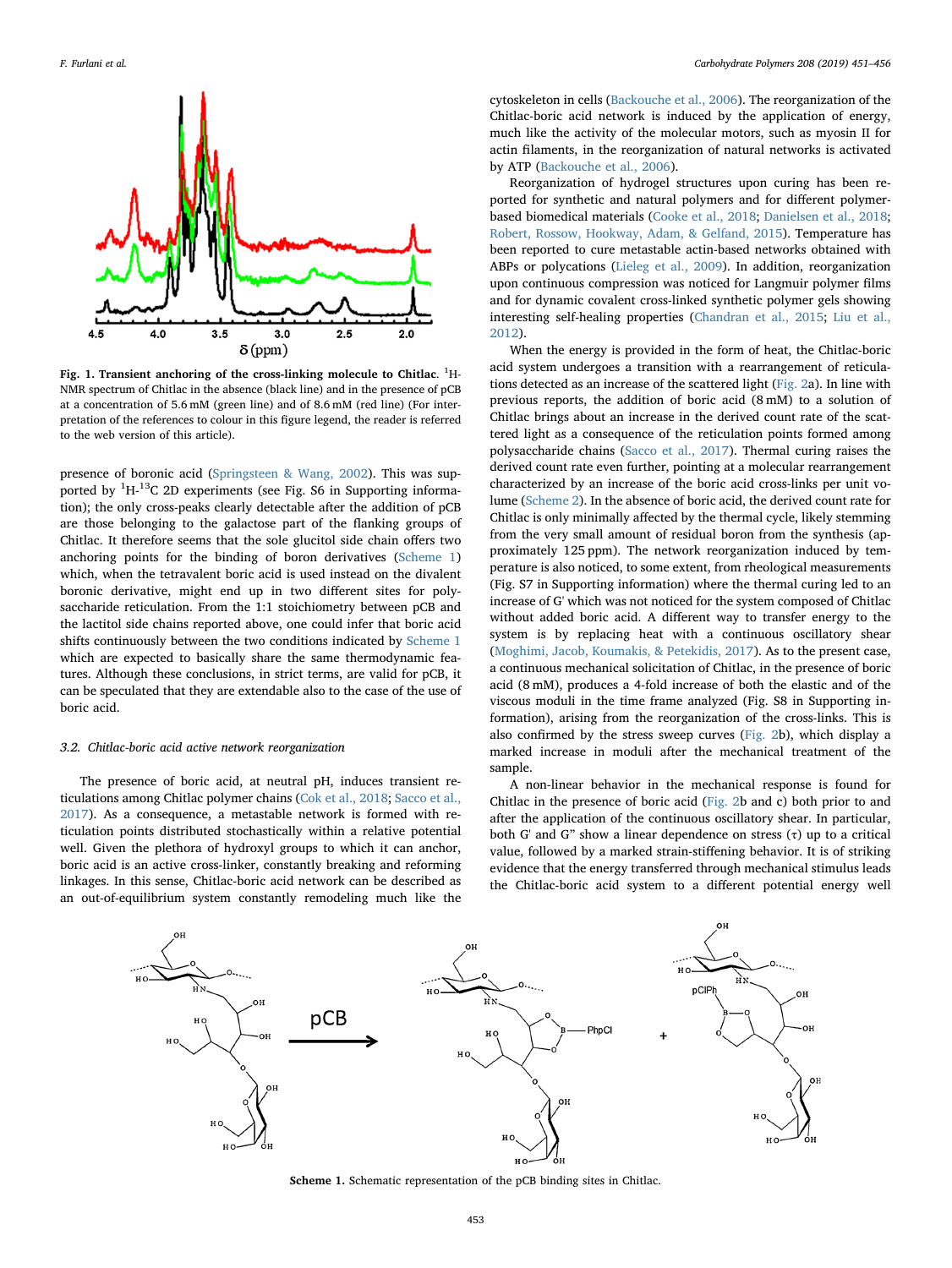Fig. 1. **Transient anchoring of the cross-linking molecule to Chitlac.** $^{1}$H-NMR spectrum of Chitlac in the absence (black line) and in the presence of pCB at a concentration of 5.6 mM (green line) and of 8.6 mM (red line) (For interpretation of the references to colour in this figure legend, the reader is referred to the web version of this article).

presence of boronic acid (Springsteen & Wang, 2002). This was supported by $^{1}$H-$^{13}$C 2D experiments (see Fig. S6 in Supporting information); the only cross-peaks clearly detectable after the addition of pCB are those belonging to the galactose part of the flanking groups of Chitlac. It therefore seems that the sole glucitol side chain offers two anchoring points for the binding of boron derivatives (Scheme 1) which, when the tetravalent boric acid is used instead on the divalent boronic derivative, might end up in two different sites for polysaccharide reticulation. From the 1:1 stoichiometry between pCB and the lactitol side chains reported above, one could infer that boric acid shifts continuously between the two conditions indicated by Scheme 1 which are expected to basically share the same thermodynamic features. Although these conclusions, in strict terms, are valid for pCB, it can be speculated that they are extendable also to the case of the use of boric acid.

### 3.2. Chitlac-boric acid active network reorganization

The presence of boric acid, at neutral pH, induces transient reticulations among Chitlac polymer chains (Cok et al., 2018; Sacco et al., 2017). As a consequence, a metastable network is formed with reticulation points distributed stochastically within a relative potential well. Given the plethora of hydroxyl groups to which it can anchor, boric acid is an active cross-linker, constantly breaking and reforming linkages. In this sense, Chitlac-boric acid network can be described as an out-of-equilibrium system constantly remodeling much like the cytoskeleton in cells (Backouche et al., 2006). The reorganization of the Chitlac-boric acid network is induced by the application of energy, much like the activity of the molecular motors, such as myosin II for actin filaments, in the reorganization of natural networks is activated by ATP (Backouche et al., 2006).

Reorganization of hydrogel structures upon curing has been reported for synthetic and natural polymers and for different polymer-based biomedical materials (Cooke et al., 2018; Danielsen et al., 2018; Robert, Rossow, Hookway, Adam, & Gelfand, 2015). Temperature has been reported to cure metastable actin-based networks obtained with ABPs or polycations (Lieleg et al., 2009). In addition, reorganization upon continuous compression was noticed for Langmuir polymer films and for dynamic covalent cross-linked synthetic polymer gels showing interesting self-healing properties (Chandran et al., 2015; Liu et al., 2012).

When the energy is provided in the form of heat, the Chitlac-boric acid system undergoes a transition with a rearrangement of reticulations detected as an increase of the scattered light (Fig. 2a). In line with previous reports, the addition of boric acid (8 mM) to a solution of Chitlac brings about an increase in the derived count rate of the scattered light as a consequence of the reticulation points formed among polysaccharide chains (Sacco et al., 2017). Thermal curing raises the derived count rate even further, pointing at a molecular rearrangement characterized by an increase of the boric acid cross-links per unit volume (Scheme 2). In the absence of boric acid, the derived count rate for Chitlac is only minimally affected by the thermal cycle, likely stemming from the very small amount of residual boron from the synthesis (approximately 125 ppm). The network reorganization induced by temperature is also noticed, to some extent, from rheological measurements (Fig. S7 in Supporting information) where the thermal curing led to an increase of G' which was not noticed for the system composed of Chitlac without added boric acid. A different way to transfer energy to the system is by replacing heat with a continuous oscillatory shear (Moghimi, Jacob, Koumakis, & Petekidis, 2017). As to the present case, a continuous mechanical solicitation of Chitlac, in the presence of boric acid (8 mM), produces a 4-fold increase of both the elastic and of the viscous moduli in the time frame analyzed (Fig. S8 in Supporting information), arising from the reorganization of the cross-links. This is also confirmed by the stress sweep curves (Fig. 2b), which display a marked increase in moduli after the mechanical treatment of the sample.

A non-linear behavior in the mechanical response is found for Chitlac in the presence of boric acid (Fig. 2b and c) both prior to and after the application of the continuous oscillatory shear. In particular, both G' and G" show a linear dependence on stress ($\tau$) up to a critical value, followed by a marked strain-stiffening behavior. It is of striking evidence that the energy transferred through mechanical stimulus leads the Chitlac-boric acid system to a different potential energy well

Scheme 1. Schematic representation of the pCB binding sites in Chitlac.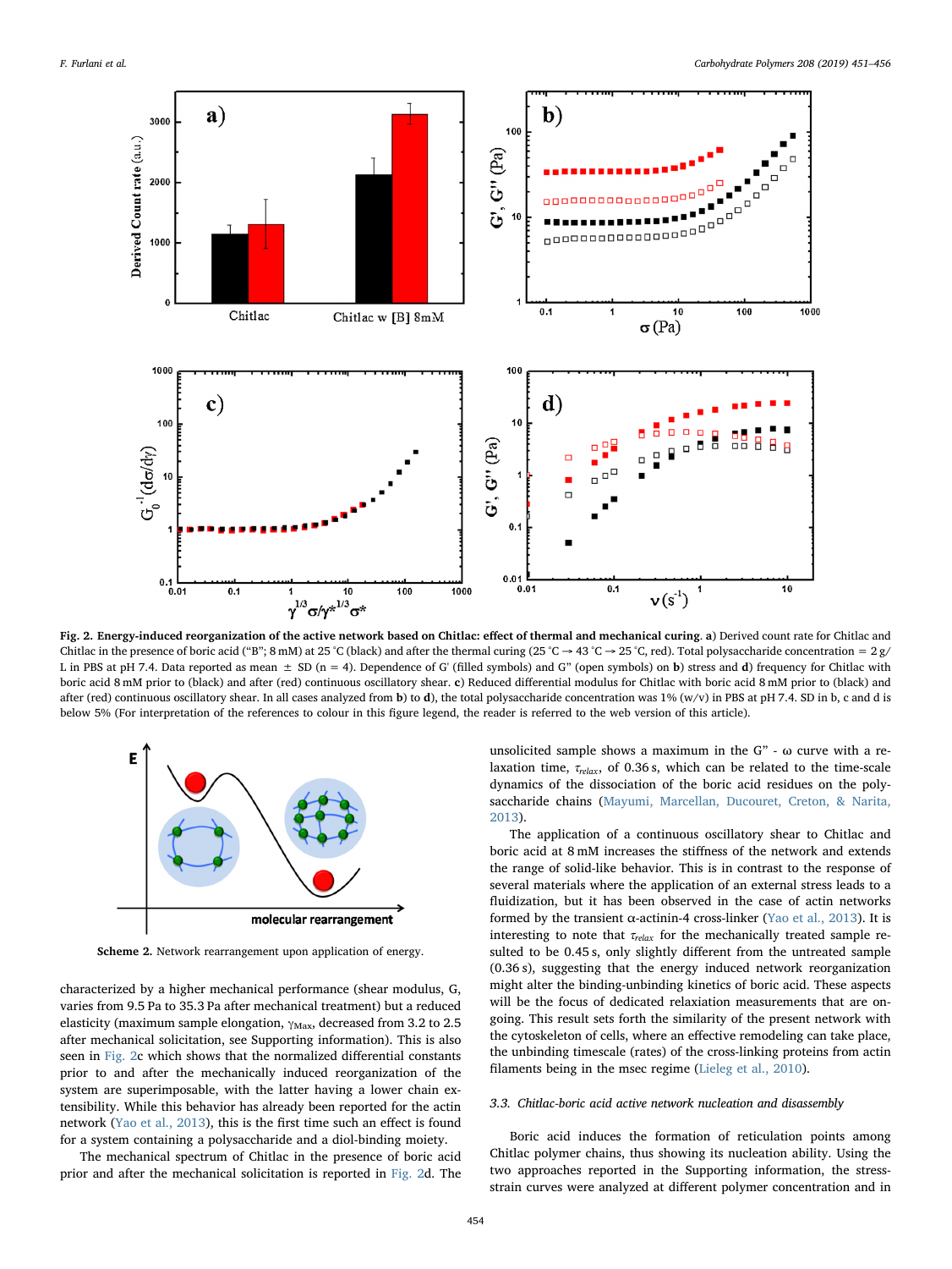**Fig. 2. Energy-induced reorganization of the active network based on Chitlac: effect of thermal and mechanical curing**. **a)** Derived count rate for Chitlac and Chitlac in the presence of boric acid ("B"; 8 mM) at 25 °C (black) and after the thermal curing (25 °C → 43 °C → 25 °C, red). Total polysaccharide concentration = 2 g/L in PBS at pH 7.4. Data reported as mean ± SD (n = 4). Dependence of G' (filled symbols) and G" (open symbols) on **b)** stress and **d)** frequency for Chitlac with boric acid 8 mM prior to (black) and after (red) continuous oscillatory shear. **c)** Reduced differential modulus for Chitlac with boric acid 8 mM prior to (black) and after (red) continuous oscillatory shear. In all cases analyzed from **b)** to **d)**, the total polysaccharide concentration was 1% (w/v) in PBS at pH 7.4. SD in b, c and d is below 5% (For interpretation of the references to colour in this figure legend, the reader is referred to the web version of this article).

**Scheme 2.** Network rearrangement upon application of energy.

characterized by a higher mechanical performance (shear modulus, G, varies from 9.5 Pa to 35.3 Pa after mechanical treatment) but a reduced elasticity (maximum sample elongation, $\gamma_{Max}$, decreased from 3.2 to 2.5 after mechanical solicitation, see Supporting information). This is also seen in Fig. 2c which shows that the normalized differential constants prior to and after the mechanically induced reorganization of the system are superimposable, with the latter having a lower chain extensibility. While this behavior has already been reported for the actin network (Yao et al., 2013), this is the first time such an effect is found for a system containing a polysaccharide and a diol-binding moiety.

The mechanical spectrum of Chitlac in the presence of boric acid prior and after the mechanical solicitation is reported in Fig. 2d. The unsolicited sample shows a maximum in the G" - ω curve with a relaxation time, $\tau_{relax}$, of 0.36 s, which can be related to the time-scale dynamics of the dissociation of the boric acid residues on the polysaccharide chains (Mayumi, Marcellan, Ducouret, Creton, & Narita, 2013).

The application of a continuous oscillatory shear to Chitlac and boric acid at 8 mM increases the stiffness of the network and extends the range of solid-like behavior. This is in contrast to the response of several materials where the application of an external stress leads to a fluidization, but it has been observed in the case of actin networks formed by the transient α-actinin-4 cross-linker (Yao et al., 2013). It is interesting to note that $\tau_{relax}$ for the mechanically treated sample resulted to be 0.45 s, only slightly different from the untreated sample (0.36 s), suggesting that the energy induced network reorganization might alter the binding-unbinding kinetics of boric acid. These aspects will be the focus of dedicated relaxation measurements that are ongoing. This result sets forth the similarity of the present network with the cytoskeleton of cells, where an effective remodeling can take place, the unbinding timescale (rates) of the cross-linking proteins from actin filaments being in the msec regime (Lieleg et al., 2010).

### 3.3. Chitlac-boric acid active network nucleation and disassembly

Boric acid induces the formation of reticulation points among Chitlac polymer chains, thus showing its nucleation ability. Using the two approaches reported in the Supporting information, the stress-strain curves were analyzed at different polymer concentration and in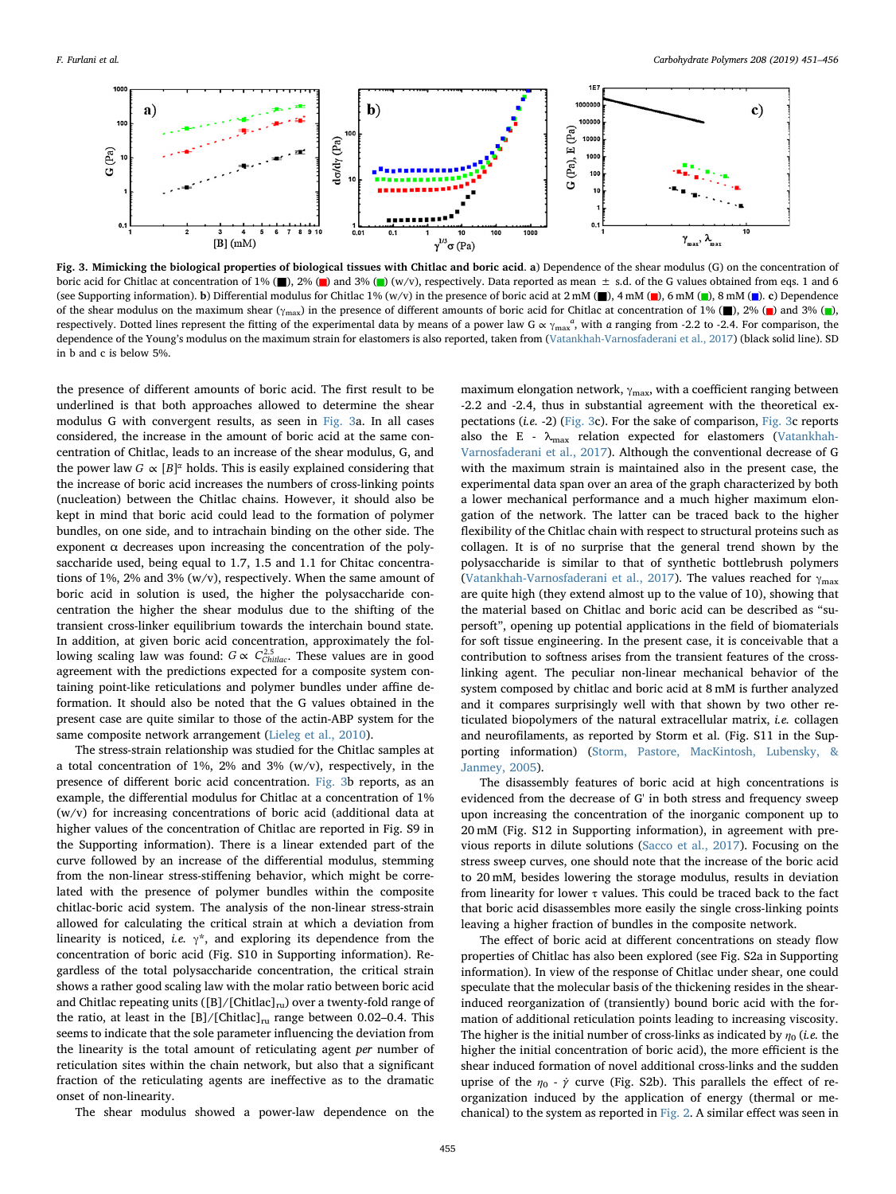**Fig. 3. Mimicking the biological properties of biological tissues with Chitlac and boric acid**. **a**) Dependence of the shear modulus (G) on the concentration of boric acid for Chitlac at concentration of 1% (■), 2% (■) and 3% (■) (w/v), respectively. Data reported as mean ± s.d. of the G values obtained from eqs. 1 and 6 (see Supporting information). **b**) Differential modulus for Chitlac 1% (w/v) in the presence of boric acid at 2 mM (■), 4 mM (■), 6 mM (■), 8 mM (■). **c**) Dependence of the shear modulus on the maximum shear ($\gamma_{max}$) in the presence of different amounts of boric acid for Chitlac at concentration of 1% (■), 2% (■) and 3% (■), respectively. Dotted lines represent the fitting of the experimental data by means of a power law $G \propto \gamma_{max}^{a}$, with *a* ranging from -2.2 to -2.4. For comparison, the dependence of the Young's modulus on the maximum strain for elastomers is also reported, taken from (Vatankhah-Varnosfaderani et al., 2017) (black solid line). SD in b and c is below 5%.

the presence of different amounts of boric acid. The first result to be underlined is that both approaches allowed to determine the shear modulus G with convergent results, as seen in Fig. 3a. In all cases considered, the increase in the amount of boric acid at the same concentration of Chitlac, leads to an increase of the shear modulus, G, and the power law $G \propto [B]^{\alpha}$ holds. This is easily explained considering that the increase of boric acid increases the numbers of cross-linking points (nucleation) between the Chitlac chains. However, it should also be kept in mind that boric acid could lead to the formation of polymer bundles, on one side, and to intrachain binding on the other side. The exponent α decreases upon increasing the concentration of the polysaccharide used, being equal to 1.7, 1.5 and 1.1 for Chitac concentrations of 1%, 2% and 3% (w/v), respectively. When the same amount of boric acid in solution is used, the higher the polysaccharide concentration the higher the shear modulus due to the shifting of the transient cross-linker equilibrium towards the interchain bound state. In addition, at given boric acid concentration, approximately the following scaling law was found: $G \propto C_{Chitlac}^{2.5}$. These values are in good agreement with the predictions expected for a composite system containing point-like reticulations and polymer bundles under affine deformation. It should also be noted that the G values obtained in the present case are quite similar to those of the actin-ABP system for the same composite network arrangement (Lieleg et al., 2010).

The stress-strain relationship was studied for the Chitlac samples at a total concentration of 1%, 2% and 3% (w/v), respectively, in the presence of different boric acid concentration. Fig. 3b reports, as an example, the differential modulus for Chitlac at a concentration of 1% (w/v) for increasing concentrations of boric acid (additional data at higher values of the concentration of Chitlac are reported in Fig. S9 in the Supporting information). There is a linear extended part of the curve followed by an increase of the differential modulus, stemming from the non-linear stress-stiffening behavior, which might be correlated with the presence of polymer bundles within the composite chitlac-boric acid system. The analysis of the non-linear stress-strain allowed for calculating the critical strain at which a deviation from linearity is noticed, *i.e.* $\gamma^*$, and exploring its dependence from the concentration of boric acid (Fig. S10 in Supporting information). Regardless of the total polysaccharide concentration, the critical strain shows a rather good scaling law with the molar ratio between boric acid and Chitlac repeating units ($[B]/[Chitlac]_{ru}$) over a twenty-fold range of the ratio, at least in the $[B]/[Chitlac]_{ru}$ range between 0.02–0.4. This seems to indicate that the sole parameter influencing the deviation from the linearity is the total amount of reticulating agent *per* number of reticulation sites within the chain network, but also that a significant fraction of the reticulating agents are ineffective as to the dramatic onset of non-linearity.

The shear modulus showed a power-law dependence on the maximum elongation network, $\gamma_{max}$, with a coefficient ranging between -2.2 and -2.4, thus in substantial agreement with the theoretical expectations (*i.e.* -2) (Fig. 3c). For the sake of comparison, Fig. 3c reports also the E - $\lambda_{max}$ relation expected for elastomers (Vatankhah-Varnosfaderani et al., 2017). Although the conventional decrease of G with the maximum strain is maintained also in the present case, the experimental data span over an area of the graph characterized by both a lower mechanical performance and a much higher maximum elongation of the network. The latter can be traced back to the higher flexibility of the Chitlac chain with respect to structural proteins such as collagen. It is of no surprise that the general trend shown by the polysaccharide is similar to that of synthetic bottlebrush polymers (Vatankhah-Varnosfaderani et al., 2017). The values reached for $\gamma_{max}$ are quite high (they extend almost up to the value of 10), showing that the material based on Chitlac and boric acid can be described as "supersoft", opening up potential applications in the field of biomaterials for soft tissue engineering. In the present case, it is conceivable that a contribution to softness arises from the transient features of the cross-linking agent. The peculiar non-linear mechanical behavior of the system composed by chitlac and boric acid at 8 mM is further analyzed and it compares surprisingly well with that shown by two other reticulated biopolymers of the natural extracellular matrix, *i.e.* collagen and neurofilaments, as reported by Storm et al. (Fig. S11 in the Supporting information) (Storm, Pastore, MacKintosh, Lubensky, & Janmey, 2005).

The disassembly features of boric acid at high concentrations is evidenced from the decrease of G' in both stress and frequency sweep upon increasing the concentration of the inorganic component up to 20 mM (Fig. S12 in Supporting information), in agreement with previous reports in dilute solutions (Sacco et al., 2017). Focusing on the stress sweep curves, one should note that the increase of the boric acid to 20 mM, besides lowering the storage modulus, results in deviation from linearity for lower τ values. This could be traced back to the fact that boric acid disassembles more easily the single cross-linking points leaving a higher fraction of bundles in the composite network.

The effect of boric acid at different concentrations on steady flow properties of Chitlac has also been explored (see Fig. S2a in Supporting information). In view of the response of Chitlac under shear, one could speculate that the molecular basis of the thickening resides in the shear-induced reorganization of (transiently) bound boric acid with the formation of additional reticulation points leading to increasing viscosity. The higher is the initial number of cross-links as indicated by $\eta_0$ (*i.e.* the higher the initial concentration of boric acid), the more efficient is the shear induced formation of novel additional cross-links and the sudden uprise of the $\eta_0$ - $\dot{\gamma}$ curve (Fig. S2b). This parallels the effect of reorganization induced by the application of energy (thermal or mechanical) to the system as reported in Fig. 2. A similar effect was seen in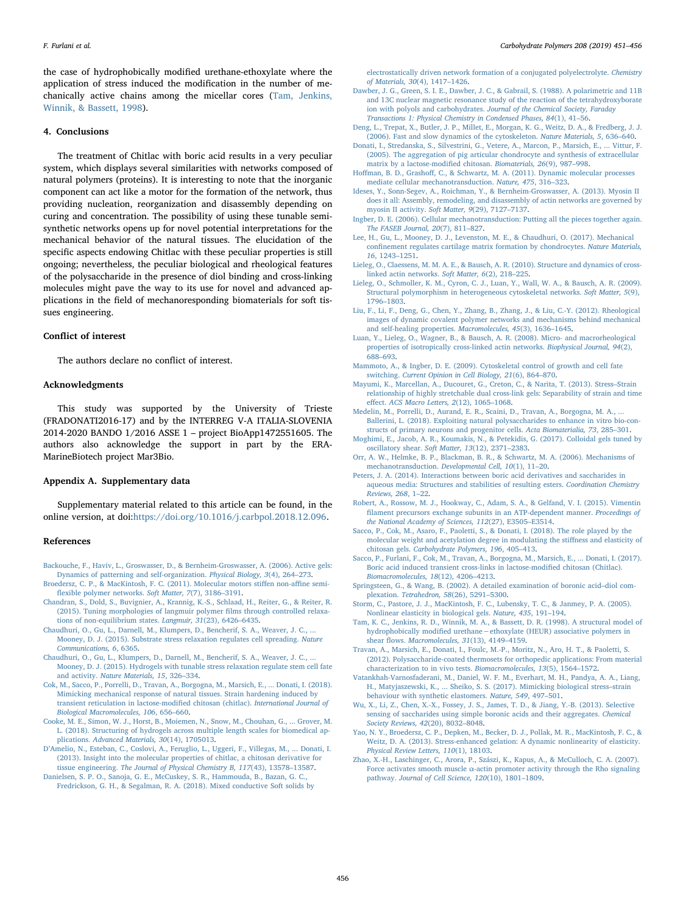the case of hydrophobically modified urethane-ethoxylate where the application of stress induced the modification in the number of mechanically active chains among the micellar cores (Tam, Jenkins, Winnik, & Bassett, 1998).

## 4. Conclusions

The treatment of Chitlac with boric acid results in a very peculiar system, which displays several similarities with networks composed of natural polymers (proteins). It is interesting to note that the inorganic component can act like a motor for the formation of the network, thus providing nucleation, reorganization and disassembly depending on curing and concentration. The possibility of using these tunable semi-synthetic networks opens up for novel potential interpretations for the mechanical behavior of the natural tissues. The elucidation of the specific aspects endowing Chitlac with these peculiar properties is still ongoing; nevertheless, the peculiar biological and rheological features of the polysaccharide in the presence of diol binding and cross-linking molecules might pave the way to its use for novel and advanced applications in the field of mechanoresponding biomaterials for soft tissues engineering.

## Conflict of interest

The authors declare no conflict of interest.

## Acknowledgments

This study was supported by the University of Trieste (FRADONATI2016-17) and by the INTERREG V-A ITALIA-SLOVENIA 2014-2020 BANDO 1/2016 ASSE 1 – project BioApp1472551605. The authors also acknowledge the support in part by the ERA-MarineBiotech project Mar3Bio.

## Appendix A. Supplementary data

Supplementary material related to this article can be found, in the online version, at doi:https://doi.org/10.1016/j.carbpol.2018.12.096.

## References

Backouche, F., Haviv, L., Groswasser, D., & Bernheim-Groswasser, A. (2006). Active gels: Dynamics of patterning and self-organization. *Physical Biology, 3*(4), 264–273.

Broedersz, C. P., & MacKintosh, F. C. (2011). Molecular motors stiffen non-affine semi-flexible polymer networks. *Soft Matter, 7*(7), 3186–3191.

Chandran, S., Dold, S., Buvignier, A., Krannig, K.-S., Schlaad, H., Reiter, G., & Reiter, R. (2015). Tuning morphologies of langmuir polymer films through controlled relaxations of non-equilibrium states. *Langmuir, 31*(23), 6426–6435.

Chaudhuri, O., Gu, L., Darnell, M., Klumpers, D., Bencherif, S. A., Weaver, J. C., ... Mooney, D. J. (2015). Substrate stress relaxation regulates cell spreading. *Nature Communications, 6*, 6365.

Chaudhuri, O., Gu, L., Klumpers, D., Darnell, M., Bencherif, S. A., Weaver, J. C., ... Mooney, D. J. (2015). Hydrogels with tunable stress relaxation regulate stem cell fate and activity. *Nature Materials, 15*, 326–334.

Cok, M., Sacco, P., Porrelli, D., Travan, A., Borgogna, M., Marsich, E., ... Donati, I. (2018). Mimicking mechanical response of natural tissues. Strain hardening induced by transient reticulation in lactose-modified chitosan (chitlac). *International Journal of Biological Macromolecules, 106*, 656–660.

Cooke, M. E., Simon, W. J., Horst, B., Moiemen, N., Snow, M., Chouhan, G., ... Grover, M. L. (2018). Structuring of hydrogels across multiple length scales for biomedical applications. *Advanced Materials, 30*(14), 1705013.

D'Amelio, N., Esteban, C., Coslovi, A., Feruglio, L., Uggeri, F., Villegas, M., ... Donati, I. (2013). Insight into the molecular properties of chitlac, a chitosan derivative for tissue engineering. *The Journal of Physical Chemistry B, 117*(43), 13578–13587.

Danielsen, S. P. O., Sanoja, G. E., McCuskey, S. R., Hammouda, B., Bazan, G. C., Fredrickson, G. H., & Segalman, R. A. (2018). Mixed conductive Soft solids by electrostatically driven network formation of a conjugated polyelectrolyte. *Chemistry of Materials, 30*(4), 1417–1426.

Dawber, J. G., Green, S. I. E., Dawber, J. C., & Gabrail, S. (1988). A polarimetric and 11B and 13C nuclear magnetic resonance study of the reaction of the tetrahydroxyborate ion with polyols and carbohydrates. *Journal of the Chemical Society, Faraday Transactions 1: Physical Chemistry in Condensed Phases, 84*(1), 41–56.

Deng, L., Trepat, X., Butler, J. P., Millet, E., Morgan, K. G., Weitz, D. A., & Fredberg, J. J. (2006). Fast and slow dynamics of the cytoskeleton. *Nature Materials, 5*, 636–640.

Donati, I., Stredanska, S., Silvestrini, G., Vetere, A., Marcon, P., Marsich, E., ... Vittur, F. (2005). The aggregation of pig articular chondrocyte and synthesis of extracellular matrix by a lactose-modified chitosan. *Biomaterials, 26*(9), 987–998.

Hoffman, B. D., Grashoff, C., & Schwartz, M. A. (2011). Dynamic molecular processes mediate cellular mechanotransduction. *Nature, 475*, 316–323.

Ideses, Y., Sonn-Segev, A., Roichman, Y., & Bernheim-Groswasser, A. (2013). Myosin II does it all: Assembly, remodeling, and disassembly of actin networks are governed by myosin II activity. *Soft Matter, 9*(29), 7127–7137.

Ingber, D. E. (2006). Cellular mechanotransduction: Putting all the pieces together again. *The FASEB Journal, 20*(7), 811–827.

Lee, H., Gu, L., Mooney, D. J., Levenston, M. E., & Chaudhuri, O. (2017). Mechanical confinement regulates cartilage matrix formation by chondrocytes. *Nature Materials, 16*, 1243–1251.

Lieleg, O., Claessens, M. M. A. E., & Bausch, A. R. (2010). Structure and dynamics of cross-linked actin networks. *Soft Matter, 6*(2), 218–225.

Lieleg, O., Schmoller, K. M., Cyron, C. J., Luan, Y., Wall, W. A., & Bausch, A. R. (2009). Structural polymorphism in heterogeneous cytoskeletal networks. *Soft Matter, 5*(9), 1796–1803.

Liu, F., Li, F., Deng, G., Chen, Y., Zhang, B., Zhang, J., & Liu, C.-Y. (2012). Rheological images of dynamic covalent polymer networks and mechanisms behind mechanical and self-healing properties. *Macromolecules, 45*(3), 1636–1645.

Luan, Y., Lieleg, O., Wagner, B., & Bausch, A. R. (2008). Micro- and macrorheological properties of isotropically cross-linked actin networks. *Biophysical Journal, 94*(2), 688–693.

Mammoto, A., & Ingber, D. E. (2009). Cytoskeletal control of growth and cell fate switching. *Current Opinion in Cell Biology, 21*(6), 864–870.

Mayumi, K., Marcellan, A., Ducouret, G., Creton, C., & Narita, T. (2013). Stress–Strain relationship of highly stretchable dual cross-link gels: Separability of strain and time effect. *ACS Macro Letters, 2*(12), 1065–1068.

Medelin, M., Porrelli, D., Aurand, E. R., Scaini, D., Travan, A., Borgogna, M. A., ... Ballerini, L. (2018). Exploiting natural polysaccharides to enhance in vitro bio-constructs of primary neurons and progenitor cells. *Acta Biomaterialia, 73*, 285–301.

Moghimi, E., Jacob, A. R., Koumakis, N., & Petekidis, G. (2017). Colloidal gels tuned by oscillatory shear. *Soft Matter, 13*(12), 2371–2383.

Orr, A. W., Helmke, B. P., Blackman, B. R., & Schwartz, M. A. (2006). Mechanisms of mechanotransduction. *Developmental Cell, 10*(1), 11–20.

Peters, J. A. (2014). Interactions between boric acid derivatives and saccharides in aqueous media: Structures and stabilities of resulting esters. *Coordination Chemistry Reviews, 268*, 1–22.

Robert, A., Rossow, M. J., Hookway, C., Adam, S. A., & Gelfand, V. I. (2015). Vimentin filament precursors exchange subunits in an ATP-dependent manner. *Proceedings of the National Academy of Sciences, 112*(27), E3505–E3514.

Sacco, P., Cok, M., Asaro, F., Paoletti, S., & Donati, I. (2018). The role played by the molecular weight and acetylation degree in modulating the stiffness and elasticity of chitosan gels. *Carbohydrate Polymers, 196*, 405–413.

Sacco, P., Furlani, F., Cok, M., Travan, A., Borgogna, M., Marsich, E., ... Donati, I. (2017). Boric acid induced transient cross-links in lactose-modified chitosan (Chitlac). *Biomacromolecules, 18*(12), 4206–4213.

Springsteen, G., & Wang, B. (2002). A detailed examination of boronic acid–diol complexation. *Tetrahedron, 58*(26), 5291–5300.

Storm, C., Pastore, J. J., MacKintosh, F. C., Lubensky, T. C., & Janmey, P. A. (2005). Nonlinear elasticity in biological gels. *Nature, 435*, 191–194.

Tam, K. C., Jenkins, R. D., Winnik, M. A., & Bassett, D. R. (1998). A structural model of hydrophobically modified urethane – ethoxylate (HEUR) associative polymers in shear flows. *Macromolecules, 31*(13), 4149–4159.

Travan, A., Marsich, E., Donati, I., Foulc, M.-P., Moritz, N., Aro, H. T., & Paoletti, S. (2012). Polysaccharide-coated thermosets for orthopedic applications: From material characterization to in vivo tests. *Biomacromolecules, 13*(5), 1564–1572.

Vatankhah-Varnosfaderani, M., Daniel, W. F. M., Everhart, M. H., Pandya, A. A., Liang, H., Matyjaszewski, K., ... Sheiko, S. S. (2017). Mimicking biological stress–strain behaviour with synthetic elastomers. *Nature, 549*, 497–501.

Wu, X., Li, Z., Chen, X.-X., Fossey, J. S., James, T. D., & Jiang, Y.-B. (2013). Selective sensing of saccharides using simple boronic acids and their aggregates. *Chemical Society Reviews, 42*(20), 8032–8048.

Yao, N. Y., Broedersz, C. P., Depken, M., Becker, D. J., Pollak, M. R., MacKintosh, F. C., & Weitz, D. A. (2013). Stress-enhanced gelation: A dynamic nonlinearity of elasticity. *Physical Review Letters, 110*(1), 18103.

Zhao, X.-H., Laschinger, C., Arora, P., Szászi, K., Kapus, A., & McCulloch, C. A. (2007). Force activates smooth muscle α-actin promoter activity through the Rho signaling pathway. *Journal of Cell Science, 120*(10), 1801–1809.